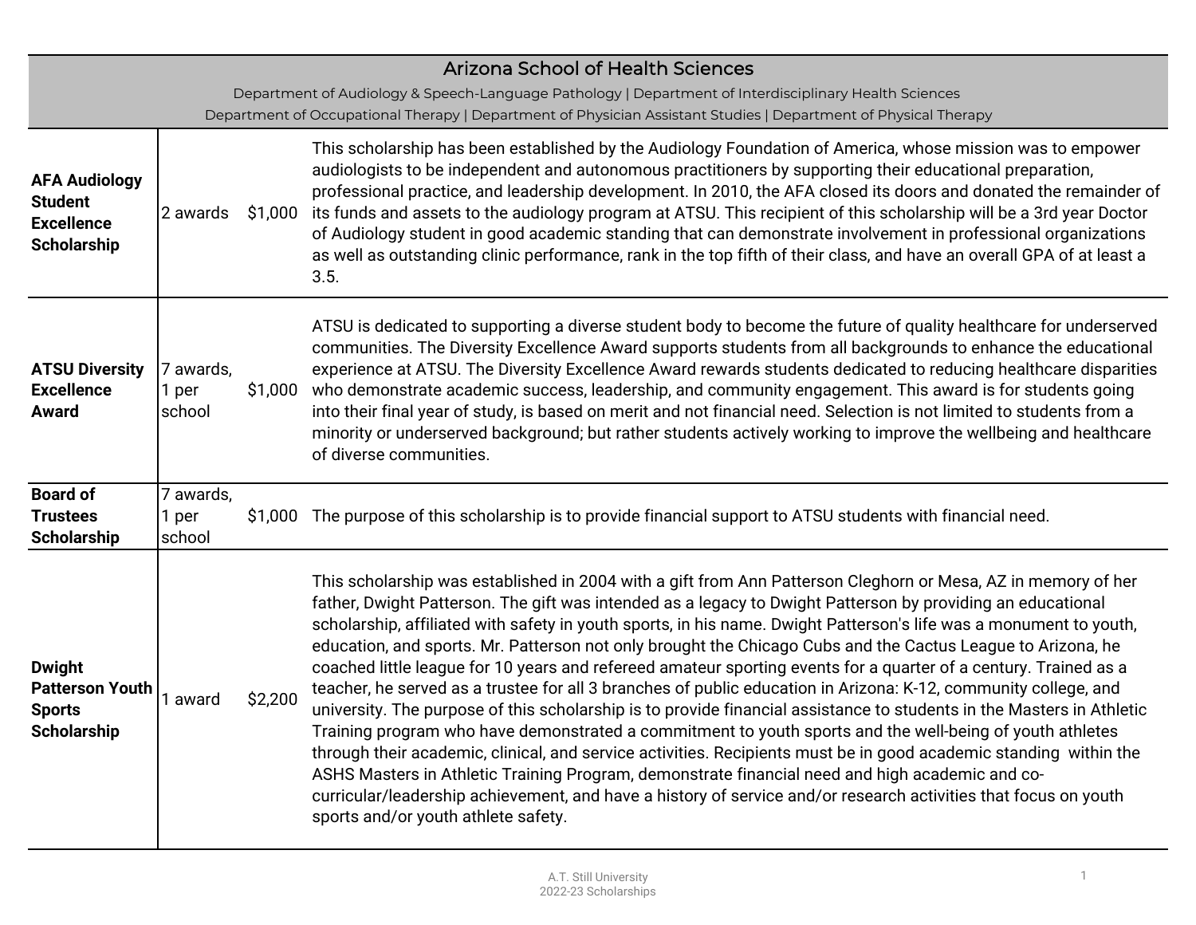# Arizona School of Health Sciences

Department of Audiology & Speech-Language Pathology | Department of Interdisciplinary Health Sciences
Department of Occupational Therapy | Department of Physician Assistant Studies | Department of Physical Therapy

| | | | |
|---|---|---|---|
| **AFA Audiology Student Excellence Scholarship** | 2 awards | $1,000 | This scholarship has been established by the Audiology Foundation of America, whose mission was to empower audiologists to be independent and autonomous practitioners by supporting their educational preparation, professional practice, and leadership development. In 2010, the AFA closed its doors and donated the remainder of its funds and assets to the audiology program at ATSU. This recipient of this scholarship will be a 3rd year Doctor of Audiology student in good academic standing that can demonstrate involvement in professional organizations as well as outstanding clinic performance, rank in the top fifth of their class, and have an overall GPA of at least a 3.5. |
| **ATSU Diversity Excellence Award** | 7 awards, 1 per school | $1,000 | ATSU is dedicated to supporting a diverse student body to become the future of quality healthcare for underserved communities. The Diversity Excellence Award supports students from all backgrounds to enhance the educational experience at ATSU. The Diversity Excellence Award rewards students dedicated to reducing healthcare disparities who demonstrate academic success, leadership, and community engagement. This award is for students going into their final year of study, is based on merit and not financial need. Selection is not limited to students from a minority or underserved background; but rather students actively working to improve the wellbeing and healthcare of diverse communities. |
| **Board of Trustees Scholarship** | 7 awards, 1 per school | $1,000 | The purpose of this scholarship is to provide financial support to ATSU students with financial need. |
| **Dwight Patterson Youth Sports Scholarship** | 1 award | $2,200 | This scholarship was established in 2004 with a gift from Ann Patterson Cleghorn or Mesa, AZ in memory of her father, Dwight Patterson. The gift was intended as a legacy to Dwight Patterson by providing an educational scholarship, affiliated with safety in youth sports, in his name. Dwight Patterson's life was a monument to youth, education, and sports. Mr. Patterson not only brought the Chicago Cubs and the Cactus League to Arizona, he coached little league for 10 years and refereed amateur sporting events for a quarter of a century. Trained as a teacher, he served as a trustee for all 3 branches of public education in Arizona: K-12, community college, and university. The purpose of this scholarship is to provide financial assistance to students in the Masters in Athletic Training program who have demonstrated a commitment to youth sports and the well-being of youth athletes through their academic, clinical, and service activities. Recipients must be in good academic standing within the ASHS Masters in Athletic Training Program, demonstrate financial need and high academic and co-curricular/leadership achievement, and have a history of service and/or research activities that focus on youth sports and/or youth athlete safety. |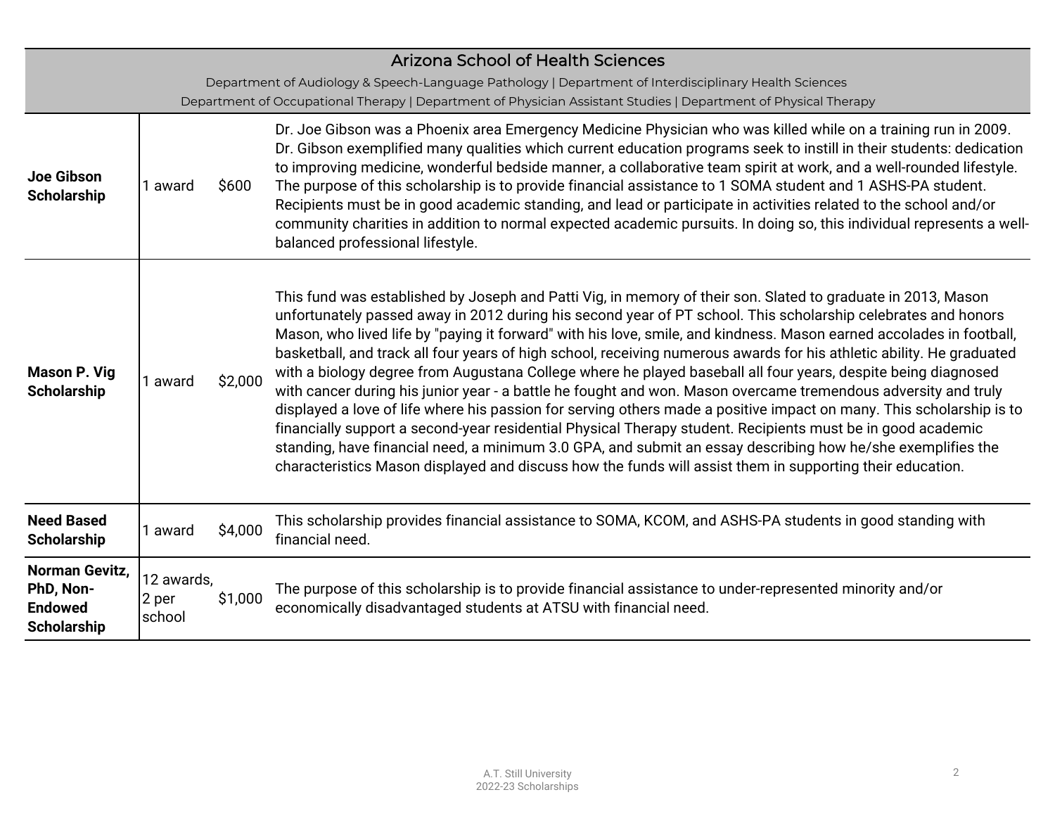## Arizona School of Health Sciences

Department of Audiology & Speech-Language Pathology | Department of Interdisciplinary Health Sciences
Department of Occupational Therapy | Department of Physician Assistant Studies | Department of Physical Therapy

| | | | |
|---|---|---|---|
| **Joe Gibson Scholarship** | 1 award | $600 | Dr. Joe Gibson was a Phoenix area Emergency Medicine Physician who was killed while on a training run in 2009. Dr. Gibson exemplified many qualities which current education programs seek to instill in their students: dedication to improving medicine, wonderful bedside manner, a collaborative team spirit at work, and a well-rounded lifestyle. The purpose of this scholarship is to provide financial assistance to 1 SOMA student and 1 ASHS-PA student. Recipients must be in good academic standing, and lead or participate in activities related to the school and/or community charities in addition to normal expected academic pursuits. In doing so, this individual represents a well-balanced professional lifestyle. |
| **Mason P. Vig Scholarship** | 1 award | $2,000 | This fund was established by Joseph and Patti Vig, in memory of their son. Slated to graduate in 2013, Mason unfortunately passed away in 2012 during his second year of PT school. This scholarship celebrates and honors Mason, who lived life by "paying it forward" with his love, smile, and kindness. Mason earned accolades in football, basketball, and track all four years of high school, receiving numerous awards for his athletic ability. He graduated with a biology degree from Augustana College where he played baseball all four years, despite being diagnosed with cancer during his junior year - a battle he fought and won. Mason overcame tremendous adversity and truly displayed a love of life where his passion for serving others made a positive impact on many. This scholarship is to financially support a second-year residential Physical Therapy student. Recipients must be in good academic standing, have financial need, a minimum 3.0 GPA, and submit an essay describing how he/she exemplifies the characteristics Mason displayed and discuss how the funds will assist them in supporting their education. |
| **Need Based Scholarship** | 1 award | $4,000 | This scholarship provides financial assistance to SOMA, KCOM, and ASHS-PA students in good standing with financial need. |
| **Norman Gevitz, PhD, Non-Endowed Scholarship** | 12 awards, 2 per school | $1,000 | The purpose of this scholarship is to provide financial assistance to under-represented minority and/or economically disadvantaged students at ATSU with financial need. |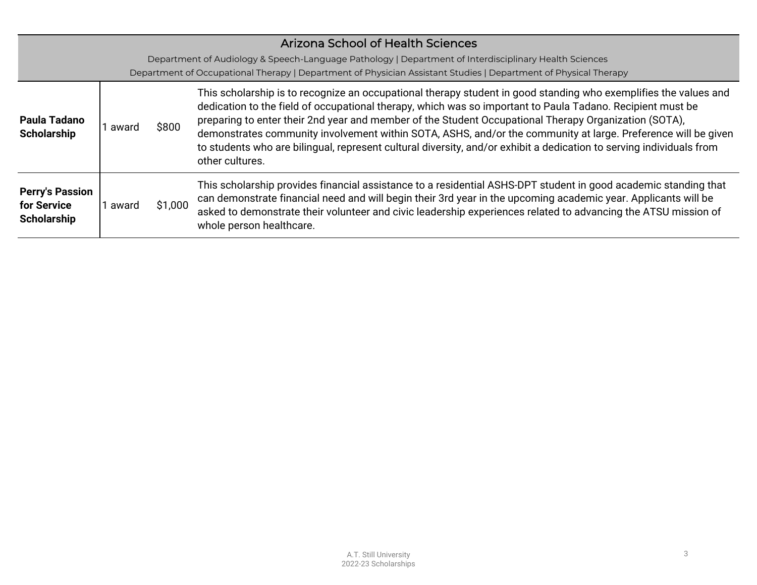## Arizona School of Health Sciences

Department of Audiology & Speech-Language Pathology | Department of Interdisciplinary Health Sciences
Department of Occupational Therapy | Department of Physician Assistant Studies | Department of Physical Therapy

| | | | |
|---|---|---|---|
| **Paula Tadano Scholarship** | 1 award | $800 | This scholarship is to recognize an occupational therapy student in good standing who exemplifies the values and dedication to the field of occupational therapy, which was so important to Paula Tadano. Recipient must be preparing to enter their 2nd year and member of the Student Occupational Therapy Organization (SOTA), demonstrates community involvement within SOTA, ASHS, and/or the community at large. Preference will be given to students who are bilingual, represent cultural diversity, and/or exhibit a dedication to serving individuals from other cultures. |
| **Perry's Passion for Service Scholarship** | 1 award | $1,000 | This scholarship provides financial assistance to a residential ASHS-DPT student in good academic standing that can demonstrate financial need and will begin their 3rd year in the upcoming academic year. Applicants will be asked to demonstrate their volunteer and civic leadership experiences related to advancing the ATSU mission of whole person healthcare. |